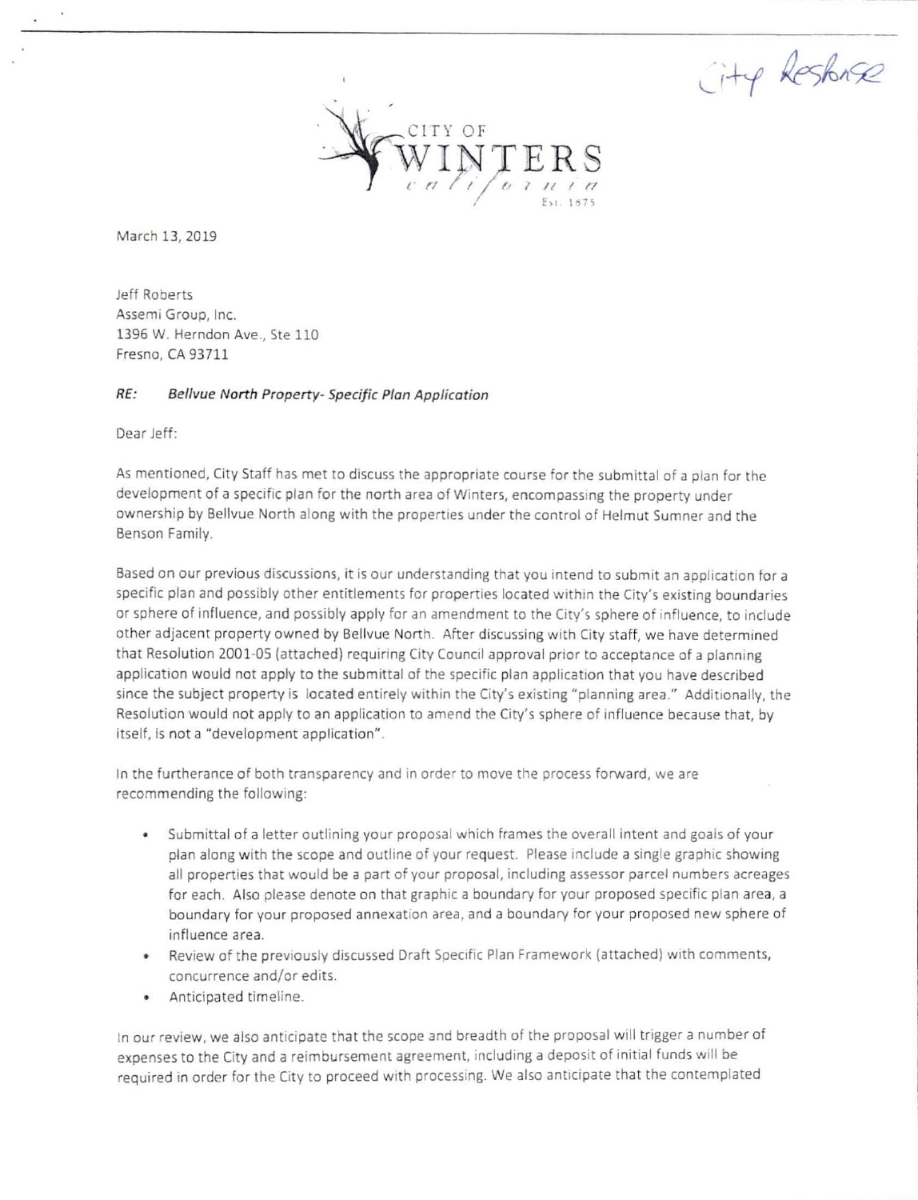City Response

CITY OF
WINTERS
california
Est. 1875

March 13, 2019

Jeff Roberts
Assemi Group, Inc.
1396 W. Herndon Ave., Ste 110
Fresno, CA 93711

***RE: Bellvue North Property- Specific Plan Application***

Dear Jeff:

As mentioned, City Staff has met to discuss the appropriate course for the submittal of a plan for the development of a specific plan for the north area of Winters, encompassing the property under ownership by Bellvue North along with the properties under the control of Helmut Sumner and the Benson Family.

Based on our previous discussions, it is our understanding that you intend to submit an application for a specific plan and possibly other entitlements for properties located within the City's existing boundaries or sphere of influence, and possibly apply for an amendment to the City's sphere of influence, to include other adjacent property owned by Bellvue North. After discussing with City staff, we have determined that Resolution 2001-05 (attached) requiring City Council approval prior to acceptance of a planning application would not apply to the submittal of the specific plan application that you have described since the subject property is located entirely within the City's existing "planning area." Additionally, the Resolution would not apply to an application to amend the City's sphere of influence because that, by itself, is not a "development application".

In the furtherance of both transparency and in order to move the process forward, we are recommending the following:

- Submittal of a letter outlining your proposal which frames the overall intent and goals of your plan along with the scope and outline of your request. Please include a single graphic showing all properties that would be a part of your proposal, including assessor parcel numbers acreages for each. Also please denote on that graphic a boundary for your proposed specific plan area, a boundary for your proposed annexation area, and a boundary for your proposed new sphere of influence area.
- Review of the previously discussed Draft Specific Plan Framework (attached) with comments, concurrence and/or edits.
- Anticipated timeline.

In our review, we also anticipate that the scope and breadth of the proposal will trigger a number of expenses to the City and a reimbursement agreement, including a deposit of initial funds will be required in order for the City to proceed with processing. We also anticipate that the contemplated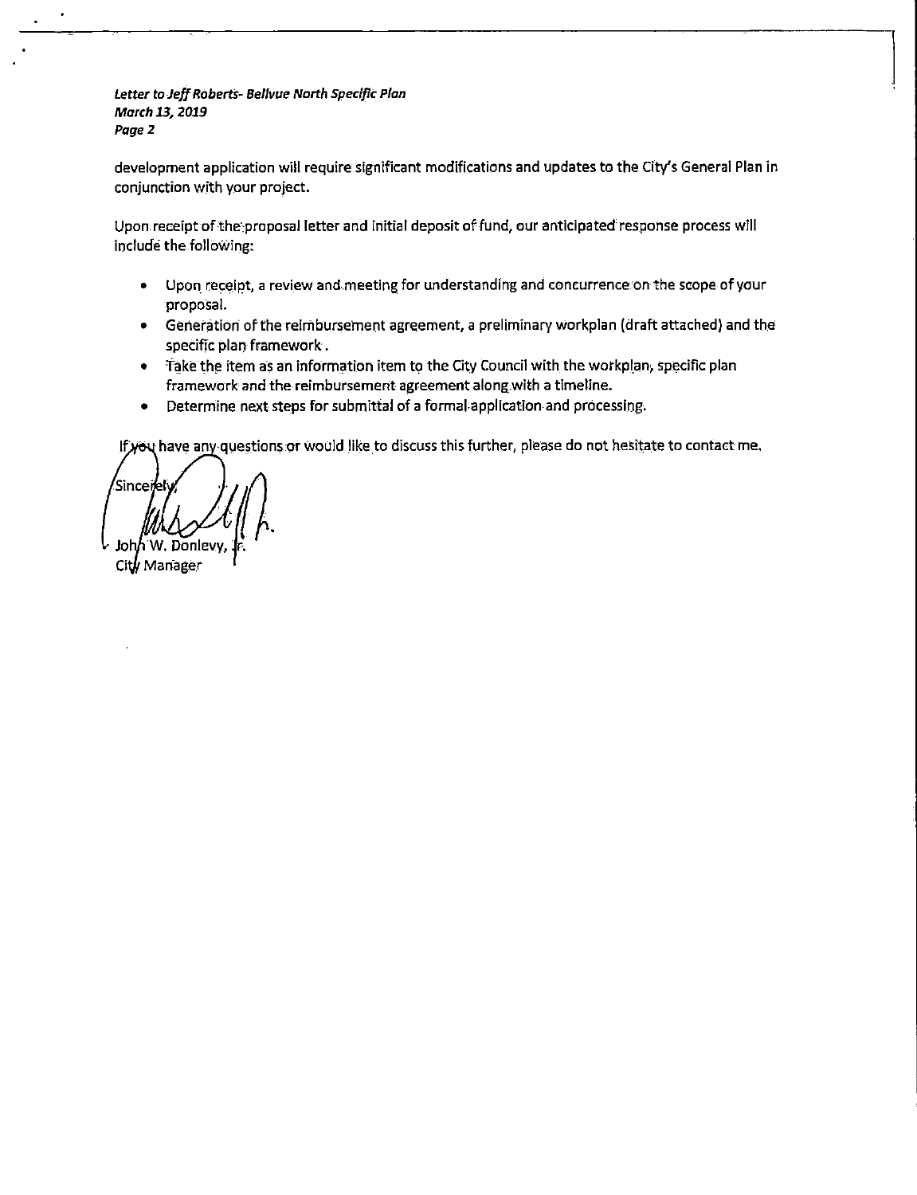development application will require significant modifications and updates to the City's General Plan in conjunction with your project.

Upon receipt of the proposal letter and initial deposit of fund, our anticipated response process will include the following:

- Upon receipt, a review and meeting for understanding and concurrence on the scope of your proposal.
- Generation of the reimbursement agreement, a preliminary workplan (draft attached) and the specific plan framework.
- Take the item as an information item to the City Council with the workplan, specific plan framework and the reimbursement agreement along with a timeline.
- Determine next steps for submittal of a formal application and processing.

If you have any questions or would like to discuss this further, please do not hesitate to contact me.

Sincerely,

John W. Donlevy, Jr.
City Manager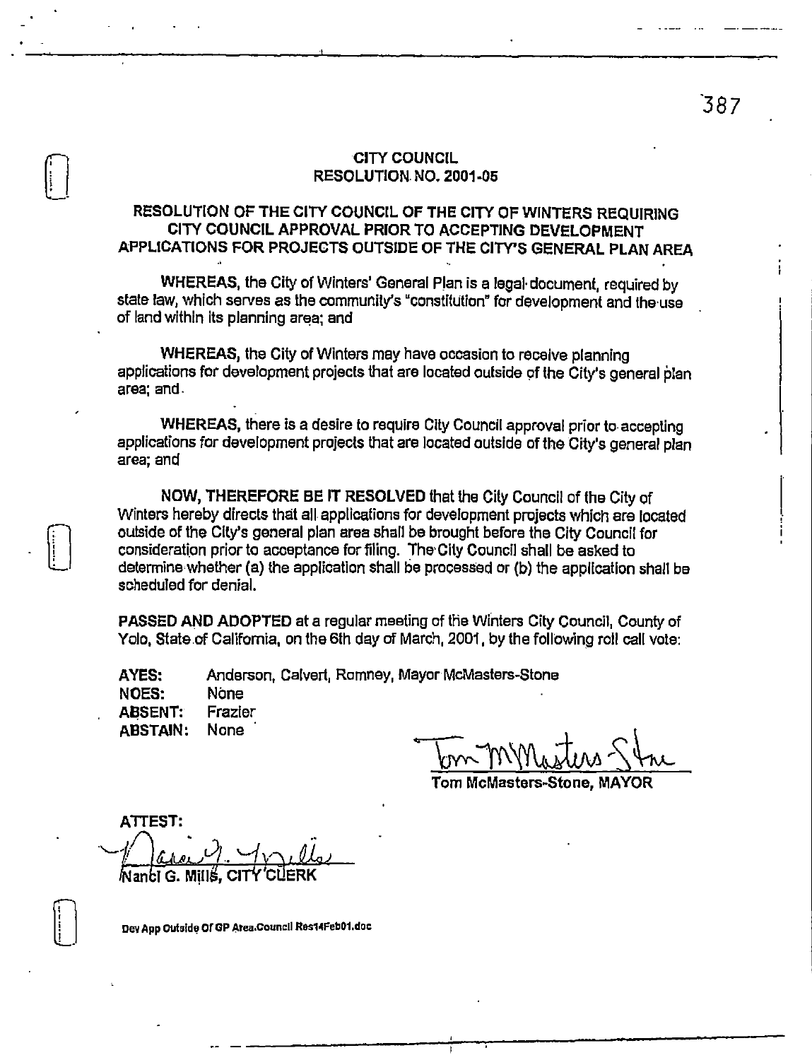## CITY COUNCIL
## RESOLUTION NO. 2001-05

### RESOLUTION OF THE CITY COUNCIL OF THE CITY OF WINTERS REQUIRING CITY COUNCIL APPROVAL PRIOR TO ACCEPTING DEVELOPMENT APPLICATIONS FOR PROJECTS OUTSIDE OF THE CITY'S GENERAL PLAN AREA

**WHEREAS,** the City of Winters' General Plan is a legal document, required by state law, which serves as the community's "constitution" for development and the use of land within its planning area; and

**WHEREAS,** the City of Winters may have occasion to receive planning applications for development projects that are located outside of the City's general plan area; and

**WHEREAS,** there is a desire to require City Council approval prior to accepting applications for development projects that are located outside of the City's general plan area; and

**NOW, THEREFORE BE IT RESOLVED** that the City Council of the City of Winters hereby directs that all applications for development projects which are located outside of the City's general plan area shall be brought before the City Council for consideration prior to acceptance for filing. The City Council shall be asked to determine whether (a) the application shall be processed or (b) the application shall be scheduled for denial.

**PASSED AND ADOPTED** at a regular meeting of the Winters City Council, County of Yolo, State of California, on the 6th day of March, 2001, by the following roll call vote:

**AYES:** Anderson, Calvert, Romney, Mayor McMasters-Stone
**NOES:** None
**ABSENT:** Frazier
**ABSTAIN:** None

Tom McMasters-Stone

**Tom McMasters-Stone, MAYOR**

**ATTEST:**

Nanci G. Mills

Nanci G. Mills, CITY CLERK

Dev App Outside Of GP Area.Council Res14Feb01.doc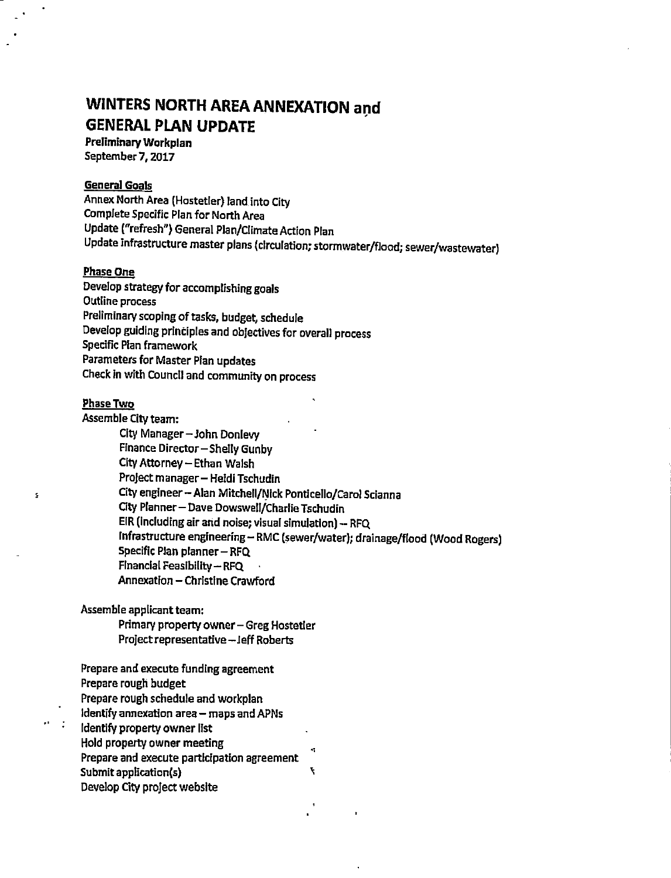# WINTERS NORTH AREA ANNEXATION and GENERAL PLAN UPDATE

**Preliminary Workplan**
September 7, 2017

**General Goals**

Annex North Area (Hostetler) land into City
Complete Specific Plan for North Area
Update ("refresh") General Plan/Climate Action Plan
Update infrastructure master plans (circulation; stormwater/flood; sewer/wastewater)

**Phase One**

Develop strategy for accomplishing goals
Outline process
Preliminary scoping of tasks, budget, schedule
Develop guiding principles and objectives for overall process
Specific Plan framework
Parameters for Master Plan updates
Check in with Council and community on process

**Phase Two**

Assemble City team:

- City Manager – John Donlevy
- Finance Director – Shelly Gunby
- City Attorney – Ethan Walsh
- Project manager – Heidi Tschudin
- City engineer – Alan Mitchell/Nick Ponticello/Carol Scianna
- City Planner – Dave Dowswell/Charlie Tschudin
- EIR (including air and noise; visual simulation) -- RFQ
- Infrastructure engineering – RMC (sewer/water); drainage/flood (Wood Rogers)
- Specific Plan planner – RFQ
- Financial Feasibility – RFQ
- Annexation – Christine Crawford

Assemble applicant team:

- Primary property owner – Greg Hostetler
- Project representative – Jeff Roberts

Prepare and execute funding agreement
Prepare rough budget
Prepare rough schedule and workplan
Identify annexation area – maps and APNs
Identify property owner list
Hold property owner meeting
Prepare and execute participation agreement
Submit application(s)
Develop City project website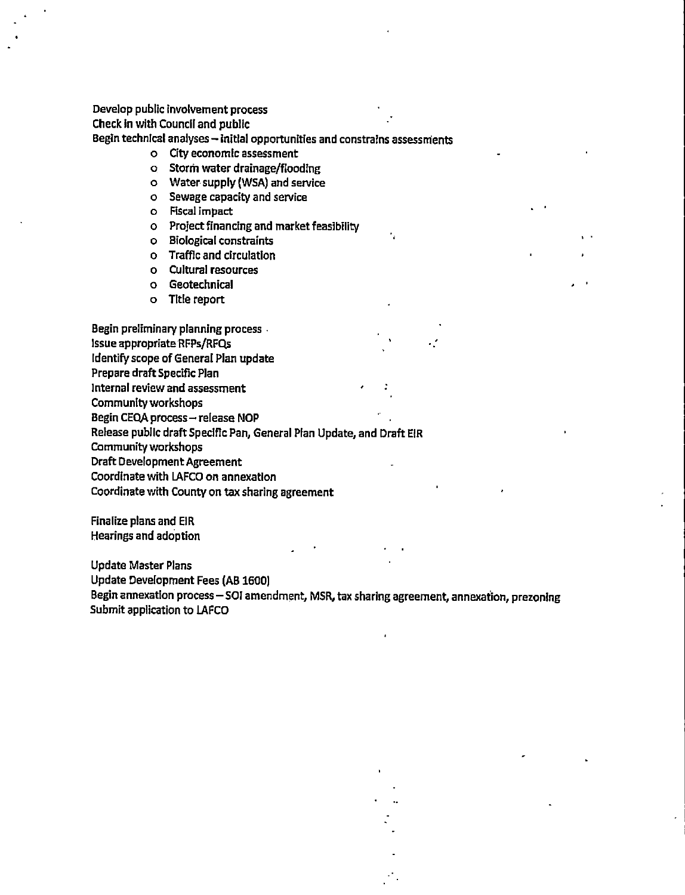Develop public involvement process
Check in with Council and public
Begin technical analyses – initial opportunities and constrains assessments

- City economic assessment
- Storm water drainage/flooding
- Water supply (WSA) and service
- Sewage capacity and service
- Fiscal impact
- Project financing and market feasibility
- Biological constraints
- Traffic and circulation
- Cultural resources
- Geotechnical
- Title report

Begin preliminary planning process
Issue appropriate RFPs/RFQs
Identify scope of General Plan update
Prepare draft Specific Plan
Internal review and assessment
Community workshops
Begin CEQA process – release NOP
Release public draft Specific Pan, General Plan Update, and Draft EIR
Community workshops
Draft Development Agreement
Coordinate with LAFCO on annexation
Coordinate with County on tax sharing agreement

Finalize plans and EIR
Hearings and adoption

Update Master Plans
Update Development Fees (AB 1600)
Begin annexation process – SOI amendment, MSR, tax sharing agreement, annexation, prezoning
Submit application to LAFCO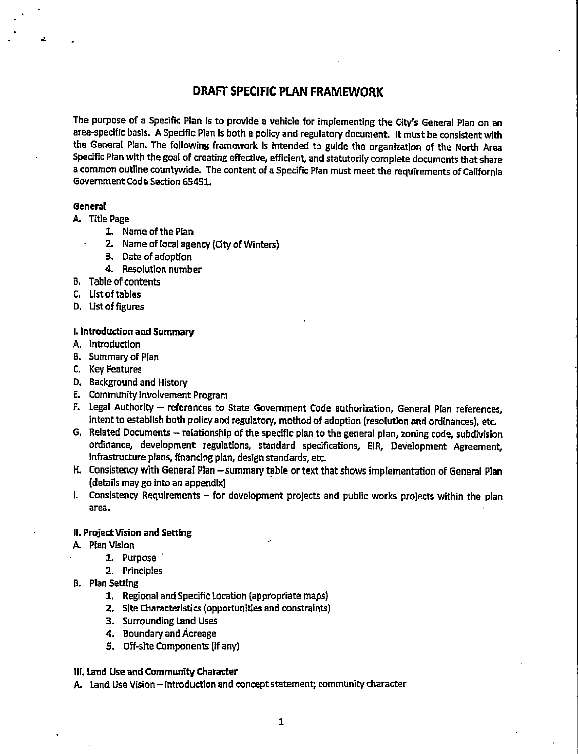# DRAFT SPECIFIC PLAN FRAMEWORK

The purpose of a Specific Plan is to provide a vehicle for implementing the City's General Plan on an area-specific basis. A Specific Plan is both a policy and regulatory document. It must be consistent with the General Plan. The following framework is intended to guide the organization of the North Area Specific Plan with the goal of creating effective, efficient, and statutorily complete documents that share a common outline countywide. The content of a Specific Plan must meet the requirements of California Government Code Section 65451.

**General**

A. Title Page
    1. Name of the Plan
    2. Name of local agency (City of Winters)
    3. Date of adoption
    4. Resolution number
B. Table of contents
C. List of tables
D. List of figures

**I. Introduction and Summary**

A. Introduction
B. Summary of Plan
C. Key Features
D. Background and History
E. Community Involvement Program
F. Legal Authority – references to State Government Code authorization, General Plan references, intent to establish both policy and regulatory, method of adoption (resolution and ordinances), etc.
G. Related Documents – relationship of the specific plan to the general plan, zoning code, subdivision ordinance, development regulations, standard specifications, EIR, Development Agreement, infrastructure plans, financing plan, design standards, etc.
H. Consistency with General Plan – summary table or text that shows implementation of General Plan (details may go into an appendix)
I. Consistency Requirements – for development projects and public works projects within the plan area.

**II. Project Vision and Setting**

A. Plan Vision
    1. Purpose
    2. Principles
B. Plan Setting
    1. Regional and Specific Location (appropriate maps)
    2. Site Characteristics (opportunities and constraints)
    3. Surrounding Land Uses
    4. Boundary and Acreage
    5. Off-site Components (if any)

**III. Land Use and Community Character**

A. Land Use Vision – Introduction and concept statement; community character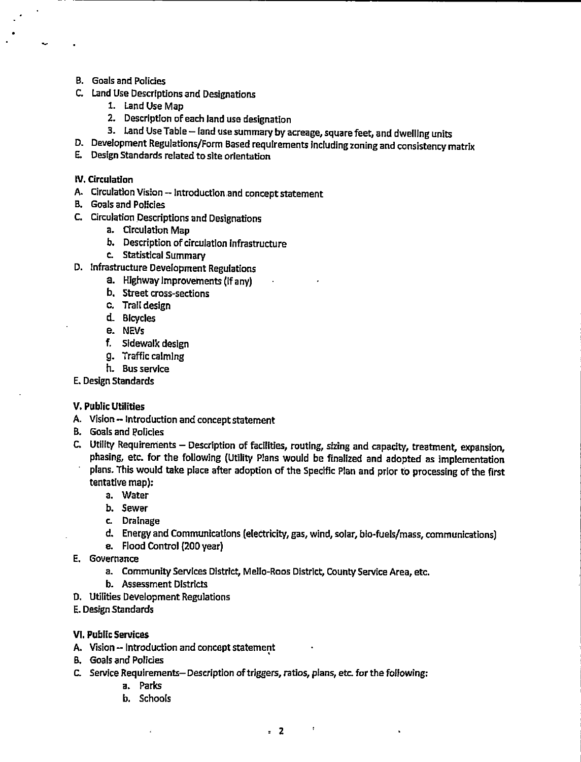B. Goals and Policies

C. Land Use Descriptions and Designations
   1. Land Use Map
   2. Description of each land use designation
   3. Land Use Table – land use summary by acreage, square feet, and dwelling units

D. Development Regulations/Form Based requirements including zoning and consistency matrix

E. Design Standards related to site orientation

**IV. Circulation**

A. Circulation Vision -- Introduction and concept statement

B. Goals and Policies

C. Circulation Descriptions and Designations
   a. Circulation Map
   b. Description of circulation infrastructure
   c. Statistical Summary

D. Infrastructure Development Regulations
   a. Highway Improvements (if any)
   b. Street cross-sections
   c. Trail design
   d. Bicycles
   e. NEVs
   f. Sidewalk design
   g. Traffic calming
   h. Bus service

E. Design Standards

**V. Public Utilities**

A. Vision -- Introduction and concept statement

B. Goals and Policies

C. Utility Requirements – Description of facilities, routing, sizing and capacity, treatment, expansion, phasing, etc. for the following (Utility Plans would be finalized and adopted as implementation plans. This would take place after adoption of the Specific Plan and prior to processing of the first tentative map):
   a. Water
   b. Sewer
   c. Drainage
   d. Energy and Communications (electricity, gas, wind, solar, bio-fuels/mass, communications)
   e. Flood Control (200 year)

E. Governance
   a. Community Services District, Mello-Roos District, County Service Area, etc.
   b. Assessment Districts

D. Utilities Development Regulations

E. Design Standards

**VI. Public Services**

A. Vision -- Introduction and concept statement

B. Goals and Policies

C. Service Requirements– Description of triggers, ratios, plans, etc. for the following:
   a. Parks
   b. Schools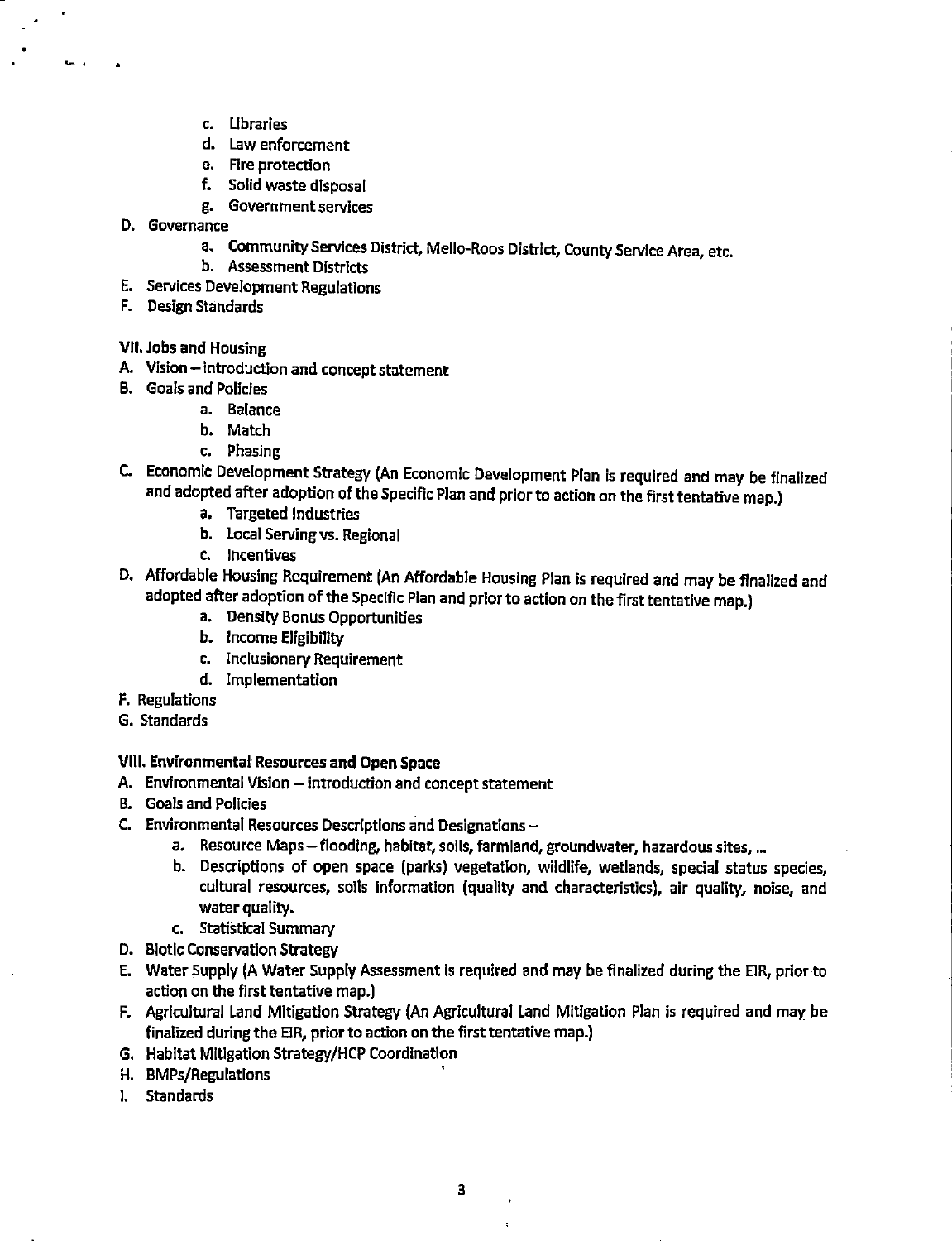c. Libraries
   d. Law enforcement
   e. Fire protection
   f. Solid waste disposal
   g. Government services

D. Governance
   a. Community Services District, Mello-Roos District, County Service Area, etc.
   b. Assessment Districts

E. Services Development Regulations

F. Design Standards

**VII. Jobs and Housing**

A. Vision – introduction and concept statement

B. Goals and Policies
   a. Balance
   b. Match
   c. Phasing

C. Economic Development Strategy (An Economic Development Plan is required and may be finalized and adopted after adoption of the Specific Plan and prior to action on the first tentative map.)
   a. Targeted Industries
   b. Local Serving vs. Regional
   c. Incentives

D. Affordable Housing Requirement (An Affordable Housing Plan is required and may be finalized and adopted after adoption of the Specific Plan and prior to action on the first tentative map.)
   a. Density Bonus Opportunities
   b. Income Eligibility
   c. Inclusionary Requirement
   d. Implementation

F. Regulations

G. Standards

**VIII. Environmental Resources and Open Space**

A. Environmental Vision – introduction and concept statement

B. Goals and Policies

C. Environmental Resources Descriptions and Designations –
   a. Resource Maps – flooding, habitat, soils, farmland, groundwater, hazardous sites, ...
   b. Descriptions of open space (parks) vegetation, wildlife, wetlands, special status species, cultural resources, soils information (quality and characteristics), air quality, noise, and water quality.
   c. Statistical Summary

D. Biotic Conservation Strategy

E. Water Supply (A Water Supply Assessment is required and may be finalized during the EIR, prior to action on the first tentative map.)

F. Agricultural Land Mitigation Strategy (An Agricultural Land Mitigation Plan is required and may be finalized during the EIR, prior to action on the first tentative map.)

G. Habitat Mitigation Strategy/HCP Coordination

H. BMPs/Regulations

I. Standards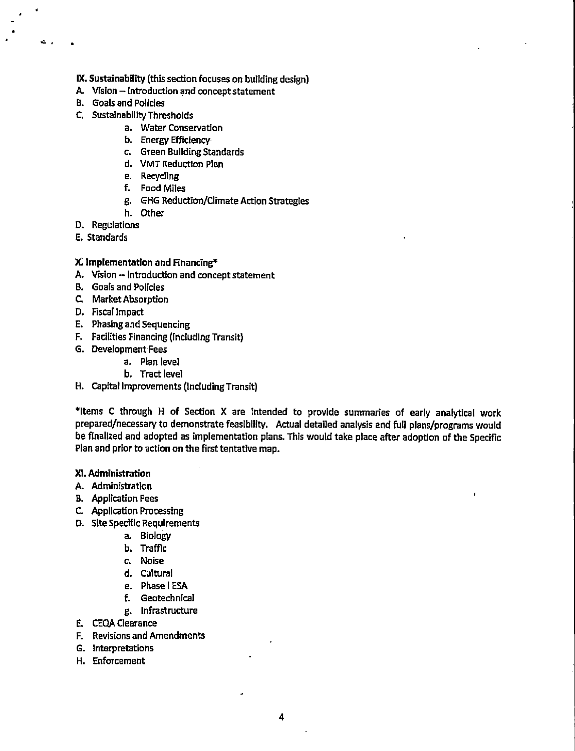**IX. Sustainability** (this section focuses on building design)

A. Vision – Introduction and concept statement
B. Goals and Policies
C. Sustainability Thresholds
    a. Water Conservation
    b. Energy Efficiency
    c. Green Building Standards
    d. VMT Reduction Plan
    e. Recycling
    f. Food Miles
    g. GHG Reduction/Climate Action Strategies
    h. Other
D. Regulations
E. Standards

**X. Implementation and Financing***

A. Vision – Introduction and concept statement
B. Goals and Policies
C. Market Absorption
D. Fiscal Impact
E. Phasing and Sequencing
F. Facilities Financing (including Transit)
G. Development Fees
    a. Plan level
    b. Tract level
H. Capital Improvements (including Transit)

*Items C through H of Section X are intended to provide summaries of early analytical work prepared/necessary to demonstrate feasibility. Actual detailed analysis and full plans/programs would be finalized and adopted as implementation plans. This would take place after adoption of the Specific Plan and prior to action on the first tentative map.

**XI. Administration**

A. Administration
B. Application Fees
C. Application Processing
D. Site Specific Requirements
    a. Biology
    b. Traffic
    c. Noise
    d. Cultural
    e. Phase I ESA
    f. Geotechnical
    g. Infrastructure
E. CEQA Clearance
F. Revisions and Amendments
G. Interpretations
H. Enforcement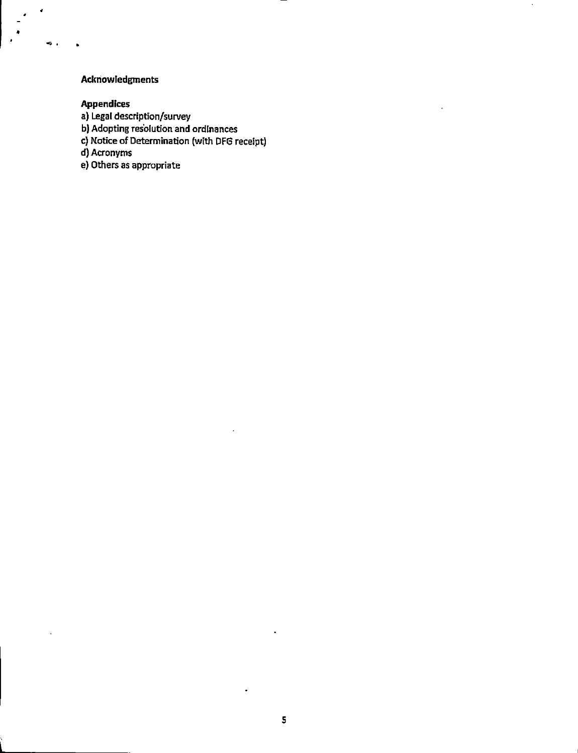**Acknowledgments**

**Appendices**

a) Legal description/survey
b) Adopting resolution and ordinances
c) Notice of Determination (with DFG receipt)
d) Acronyms
e) Others as appropriate